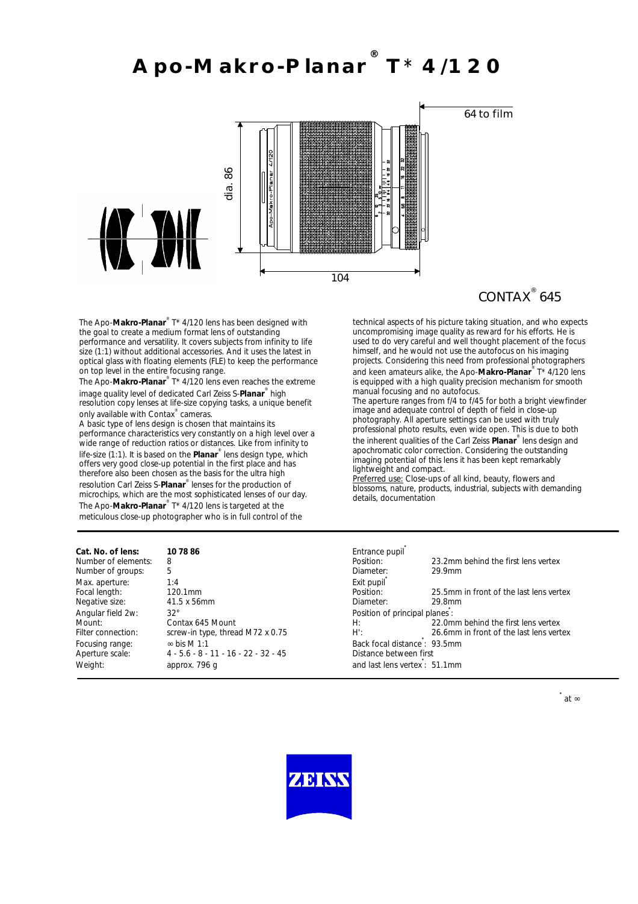# Apo-Makro-Planar® T* 4/120

64 to film

dia. 86

104

CONTAX® 645

The Apo-**Makro-Planar**® T* 4/120 lens has been designed with the goal to create a medium format lens of outstanding performance and versatility. It covers subjects from infinity to life size (1:1) without additional accessories. And it uses the latest in optical glass with floating elements (FLE) to keep the performance on top level in the entire focusing range.

The Apo-**Makro-Planar**® T* 4/120 lens even reaches the extreme image quality level of dedicated Carl Zeiss S-**Planar**® high resolution copy lenses at life-size copying tasks, a unique benefit only available with Contax® cameras.

A basic type of lens design is chosen that maintains its performance characteristics very constantly on a high level over a wide range of reduction ratios or distances. Like from infinity to life-size (1:1). It is based on the **Planar**® lens design type, which offers very good close-up potential in the first place and has therefore also been chosen as the basis for the ultra high resolution Carl Zeiss S-**Planar**® lenses for the production of microchips, which are the most sophisticated lenses of our day.

The Apo-**Makro-Planar**® T* 4/120 lens is targeted at the meticulous close-up photographer who is in full control of the technical aspects of his picture taking situation, and who expects uncompromising image quality as reward for his efforts. He is used to do very careful and well thought placement of the focus himself, and he would not use the autofocus on his imaging projects. Considering this need from professional photographers and keen amateurs alike, the Apo-**Makro-Planar**® T* 4/120 lens is equipped with a high quality precision mechanism for smooth manual focusing and no autofocus.

The aperture ranges from f/4 to f/45 for both a bright viewfinder image and adequate control of depth of field in close-up photography. All aperture settings can be used with truly professional photo results, even wide open. This is due to both the inherent qualities of the Carl Zeiss **Planar**® lens design and apochromatic color correction. Considering the outstanding imaging potential of this lens it has been kept remarkably lightweight and compact.

Preferred use: Close-ups of all kind, beauty, flowers and blossoms, nature, products, industrial, subjects with demanding details, documentation

| | |
|---|---|
| **Cat. No. of lens:** | **10 78 86** |
| Number of elements: | 8 |
| Number of groups: | 5 |
| Max. aperture: | 1:4 |
| Focal length: | 120.1mm |
| Negative size: | 41.5 x 56mm |
| Angular field 2w: | 32° |
| Mount: | Contax 645 Mount |
| Filter connection: | screw-in type, thread M72 x 0.75 |
| Focusing range: | ∞ bis M 1:1 |
| Aperture scale: | 4 - 5.6 - 8 - 11 - 16 - 22 - 32 - 45 |
| Weight: | approx. 796 g |

| | |
|---|---|
| Entrance pupil* | |
| Position: | 23.2mm behind the first lens vertex |
| Diameter: | 29.9mm |
| Exit pupil* | |
| Position: | 25.5mm in front of the last lens vertex |
| Diameter: | 29.8mm |
| Position of principal planes*: | |
| H: | 22.0mm behind the first lens vertex |
| H': | 26.6mm in front of the last lens vertex |
| Back focal distance*: | 93.5mm |
| Distance between first and last lens vertex*: | 51.1mm |

\* at ∞

ZEISS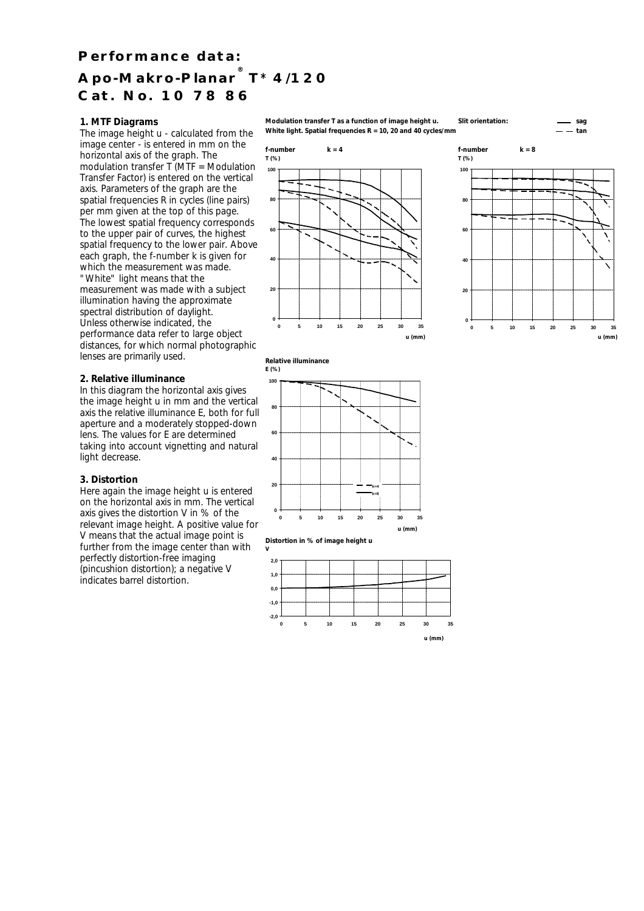# Performance data:

# Apo-Makro-Planar® T* 4/120

# Cat. No. 10 78 86

### 1. MTF Diagrams

The image height u - calculated from the image center - is entered in mm on the horizontal axis of the graph. The modulation transfer T (MTF = Modulation Transfer Factor) is entered on the vertical axis. Parameters of the graph are the spatial frequencies R in cycles (line pairs) per mm given at the top of this page. The lowest spatial frequency corresponds to the upper pair of curves, the highest spatial frequency to the lower pair. Above each graph, the f-number k is given for which the measurement was made. "White" light means that the measurement was made with a subject illumination having the approximate spectral distribution of daylight.

Unless otherwise indicated, the performance data refer to large object distances, for which normal photographic lenses are primarily used.

**Modulation transfer T as a function of image height u. White light. Spatial frequencies R = 10, 20 and 40 cycles/mm**

Slit orientation: —— sag, — — tan

f-number k = 4

f-number k = 8

### 2. Relative illuminance

In this diagram the horizontal axis gives the image height u in mm and the vertical axis the relative illuminance E, both for full aperture and a moderately stopped-down lens. The values for E are determined taking into account vignetting and natural light decrease.

**Relative illuminance**

### 3. Distortion

Here again the image height u is entered on the horizontal axis in mm. The vertical axis gives the distortion V in % of the relevant image height. A positive value for V means that the actual image point is further from the image center than with perfectly distortion-free imaging (pincushion distortion); a negative V indicates barrel distortion.

**Distortion in % of image height u**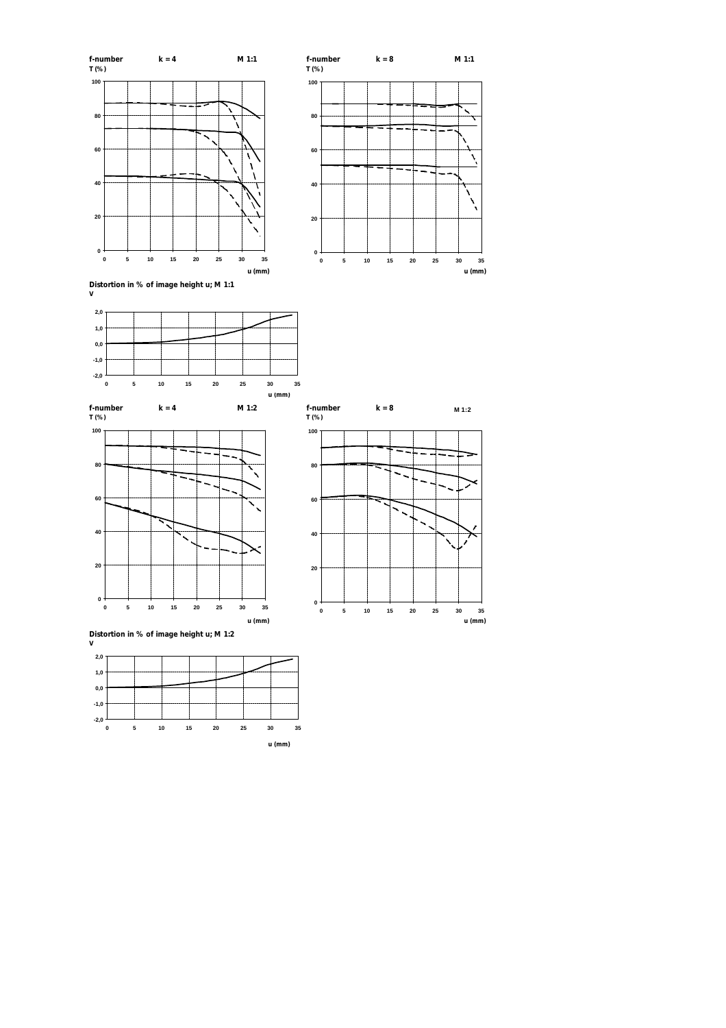f-number k = 4 M 1:1

T (%)

u (mm)

f-number k = 8 M 1:1

T (%)

u (mm)

Distortion in % of image height u; M 1:1

V

u (mm)

f-number k = 4 M 1:2

T (%)

u (mm)

f-number k = 8 M 1:2

T (%)

u (mm)

Distortion in % of image height u; M 1:2

V

u (mm)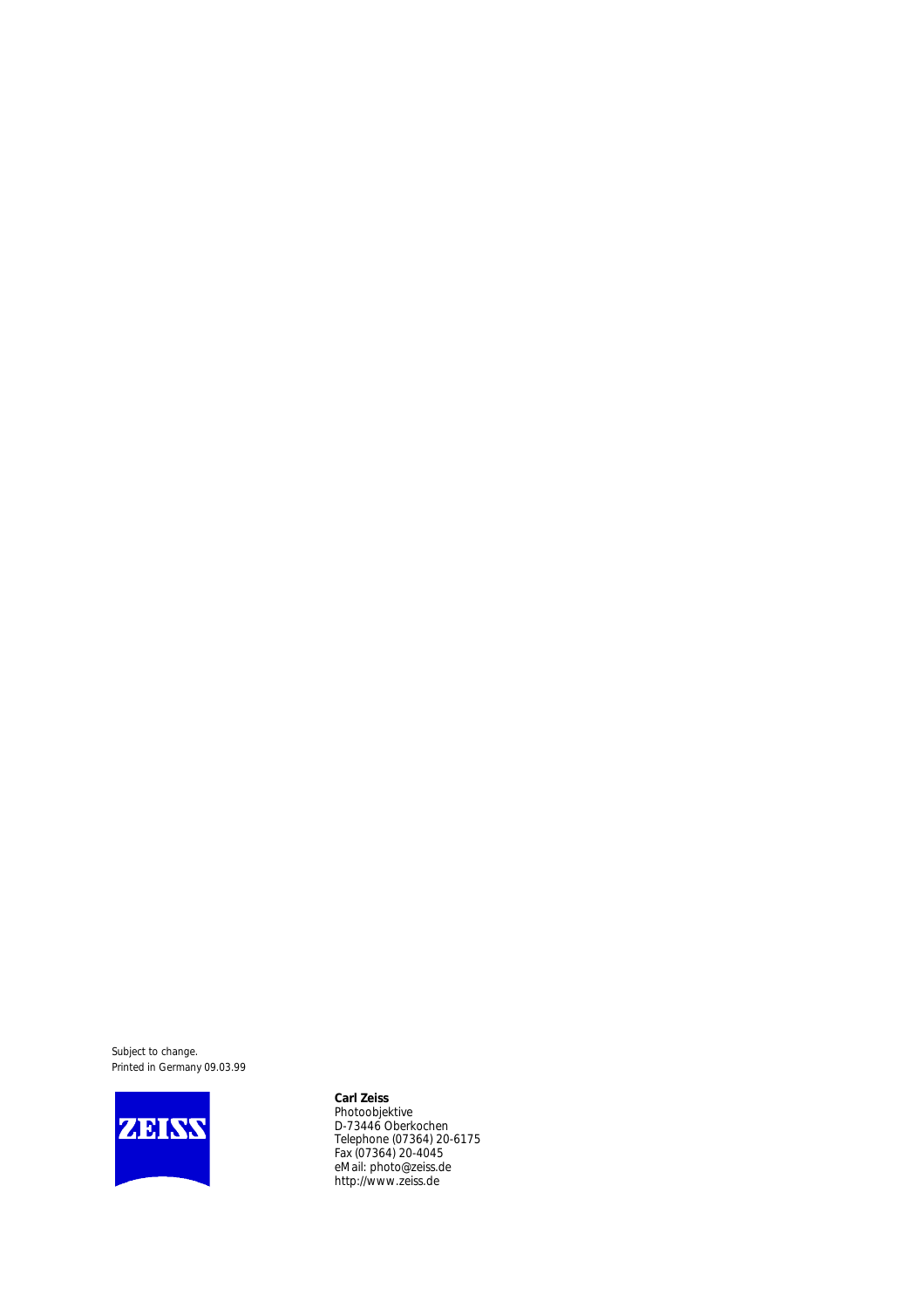Subject to change.
Printed in Germany 09.03.99

ZEISS

**Carl Zeiss**
Photoobjektive
D-73446 Oberkochen
Telephone (07364) 20-6175
Fax (07364) 20-4045
eMail: photo@zeiss.de
http://www.zeiss.de